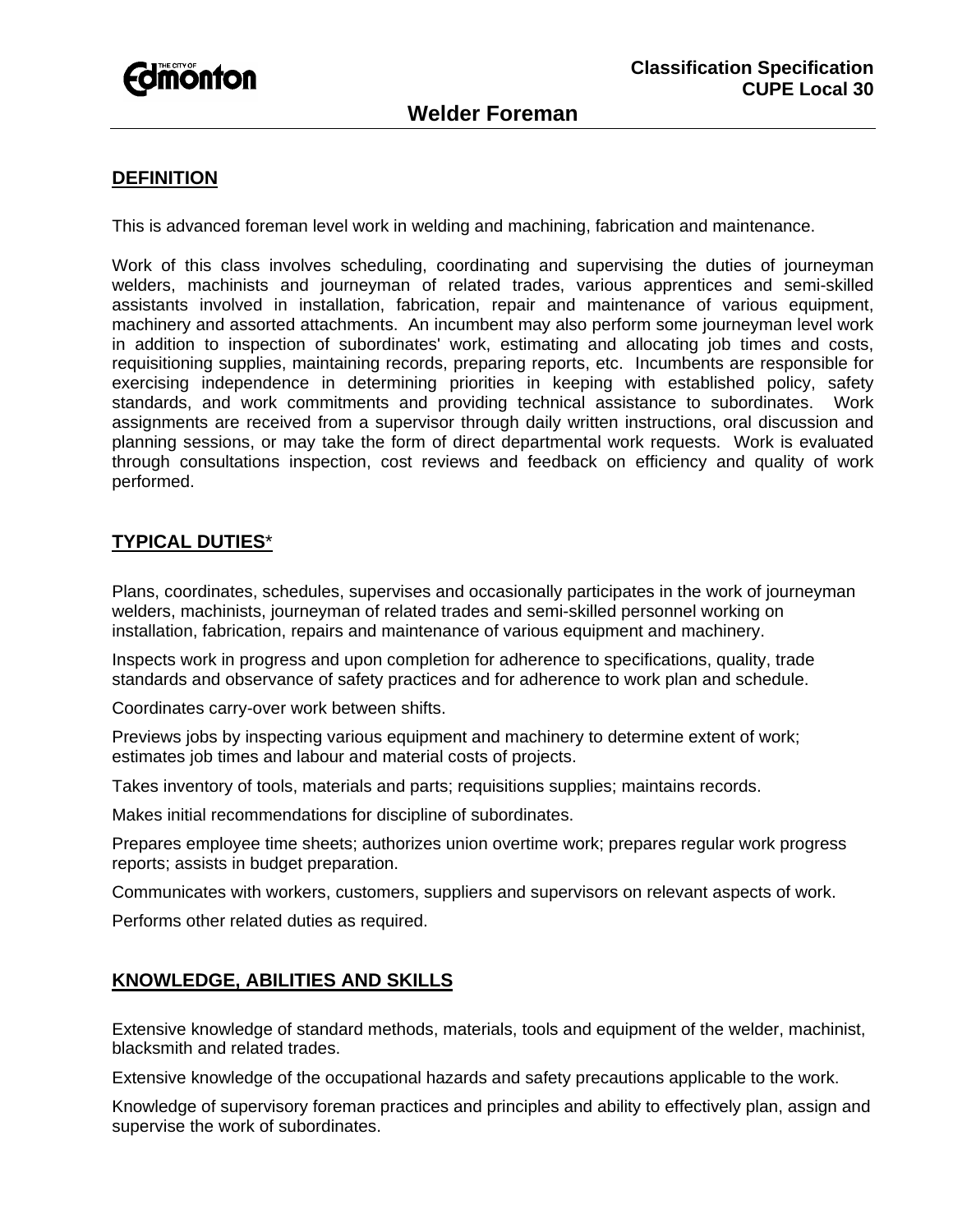# Welder Foreman

Classification Specification
CUPE Local 30

## DEFINITION

This is advanced foreman level work in welding and machining, fabrication and maintenance.

Work of this class involves scheduling, coordinating and supervising the duties of journeyman welders, machinists and journeyman of related trades, various apprentices and semi-skilled assistants involved in installation, fabrication, repair and maintenance of various equipment, machinery and assorted attachments. An incumbent may also perform some journeyman level work in addition to inspection of subordinates' work, estimating and allocating job times and costs, requisitioning supplies, maintaining records, preparing reports, etc. Incumbents are responsible for exercising independence in determining priorities in keeping with established policy, safety standards, and work commitments and providing technical assistance to subordinates. Work assignments are received from a supervisor through daily written instructions, oral discussion and planning sessions, or may take the form of direct departmental work requests. Work is evaluated through consultations inspection, cost reviews and feedback on efficiency and quality of work performed.

## TYPICAL DUTIES*

Plans, coordinates, schedules, supervises and occasionally participates in the work of journeyman welders, machinists, journeyman of related trades and semi-skilled personnel working on installation, fabrication, repairs and maintenance of various equipment and machinery.

Inspects work in progress and upon completion for adherence to specifications, quality, trade standards and observance of safety practices and for adherence to work plan and schedule.

Coordinates carry-over work between shifts.

Previews jobs by inspecting various equipment and machinery to determine extent of work; estimates job times and labour and material costs of projects.

Takes inventory of tools, materials and parts; requisitions supplies; maintains records.

Makes initial recommendations for discipline of subordinates.

Prepares employee time sheets; authorizes union overtime work; prepares regular work progress reports; assists in budget preparation.

Communicates with workers, customers, suppliers and supervisors on relevant aspects of work.

Performs other related duties as required.

## KNOWLEDGE, ABILITIES AND SKILLS

Extensive knowledge of standard methods, materials, tools and equipment of the welder, machinist, blacksmith and related trades.

Extensive knowledge of the occupational hazards and safety precautions applicable to the work.

Knowledge of supervisory foreman practices and principles and ability to effectively plan, assign and supervise the work of subordinates.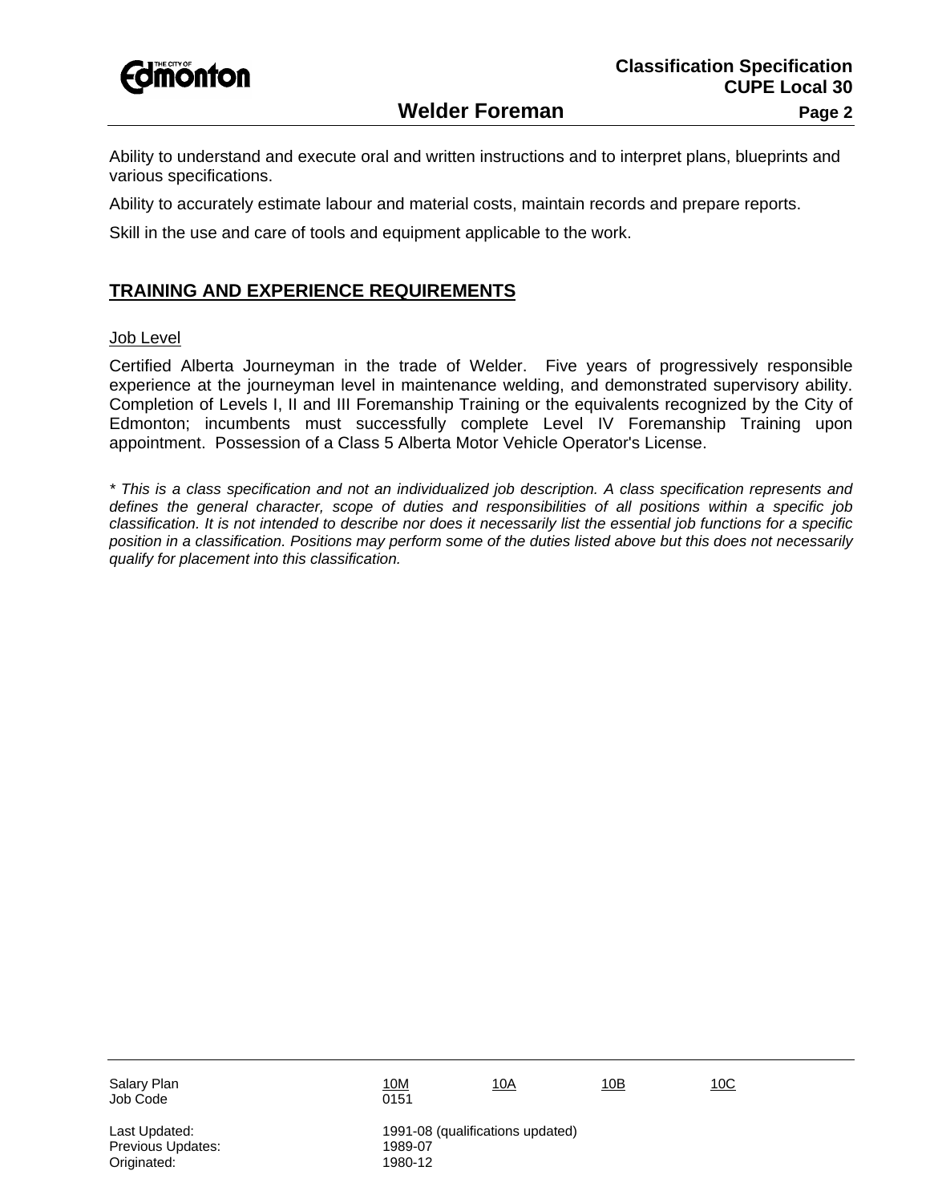Ability to understand and execute oral and written instructions and to interpret plans, blueprints and various specifications.

Ability to accurately estimate labour and material costs, maintain records and prepare reports.

Skill in the use and care of tools and equipment applicable to the work.

## TRAINING AND EXPERIENCE REQUIREMENTS

Job Level

Certified Alberta Journeyman in the trade of Welder. Five years of progressively responsible experience at the journeyman level in maintenance welding, and demonstrated supervisory ability. Completion of Levels I, II and III Foremanship Training or the equivalents recognized by the City of Edmonton; incumbents must successfully complete Level IV Foremanship Training upon appointment. Possession of a Class 5 Alberta Motor Vehicle Operator's License.

*\* This is a class specification and not an individualized job description. A class specification represents and defines the general character, scope of duties and responsibilities of all positions within a specific job classification. It is not intended to describe nor does it necessarily list the essential job functions for a specific position in a classification. Positions may perform some of the duties listed above but this does not necessarily qualify for placement into this classification.*

| | | | | |
|---|---|---|---|---|
| Salary Plan | 10M | 10A | 10B | 10C |
| Job Code | 0151 | | | |

Last Updated: 1991-08 (qualifications updated)
Previous Updates: 1989-07
Originated: 1980-12